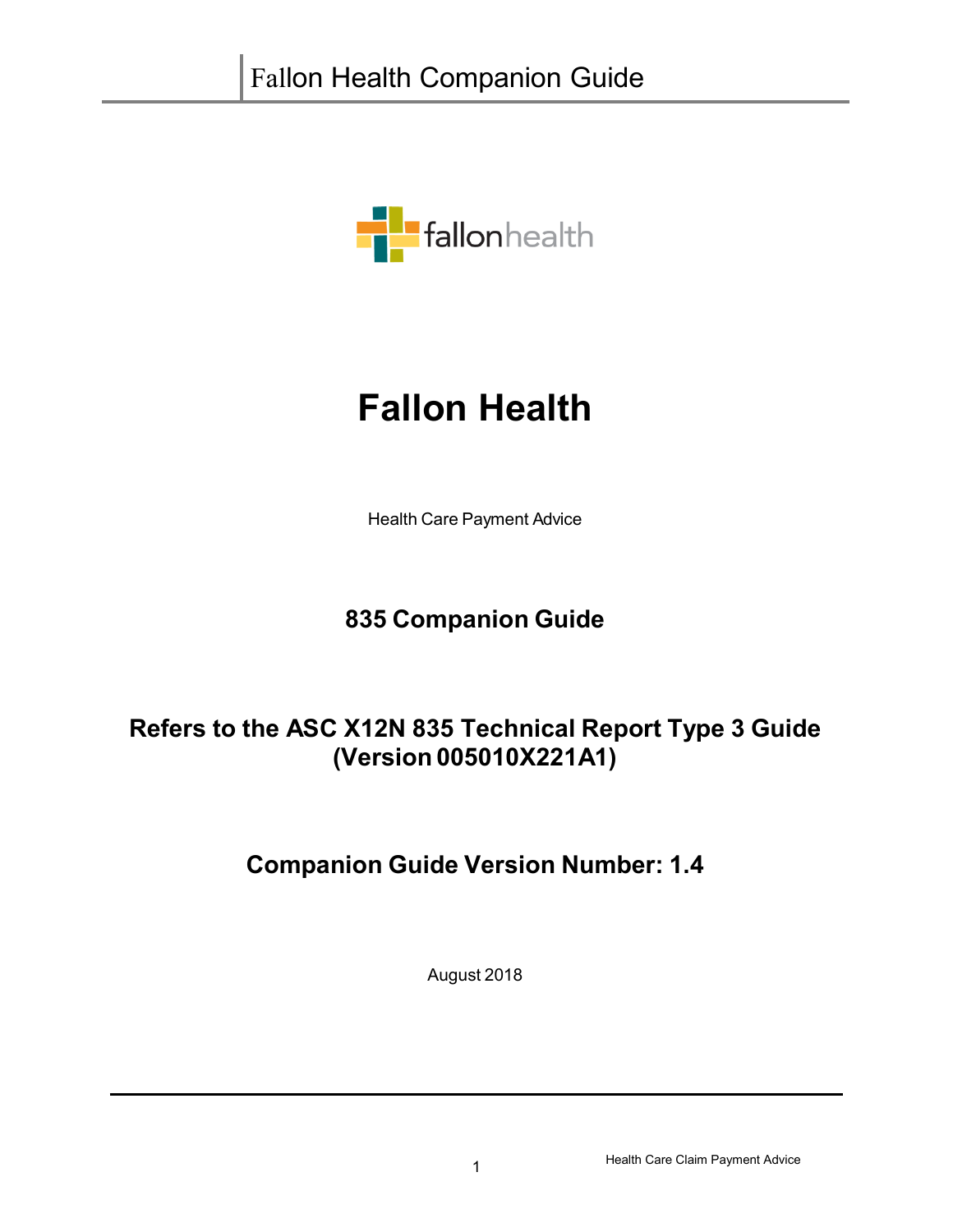# Fallon Health

Health Care Payment Advice

## 835 Companion Guide

## Refers to the ASC X12N 835 Technical Report Type 3 Guide (Version 005010X221A1)

## Companion Guide Version Number: 1.4

August 2018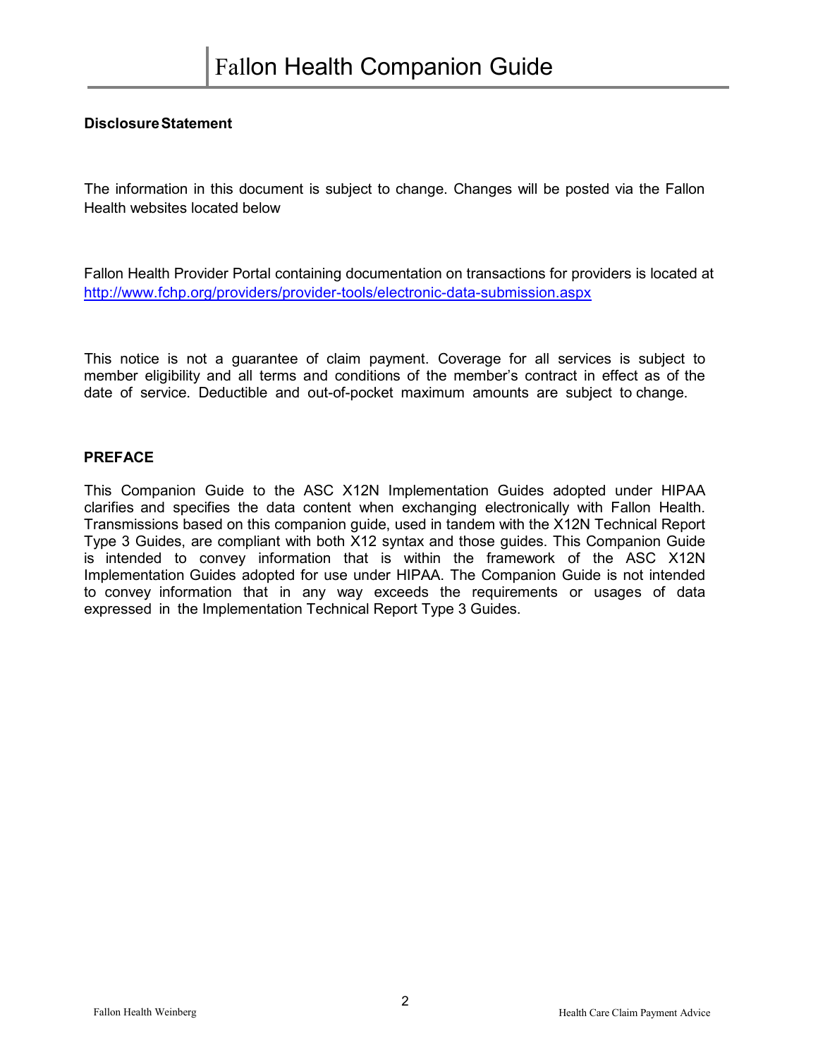**Disclosure Statement**

The information in this document is subject to change. Changes will be posted via the Fallon Health websites located below

Fallon Health Provider Portal containing documentation on transactions for providers is located at [http://www.fchp.org/providers/provider-tools/electronic-data-submission.aspx](http://www.fchp.org/providers/provider-tools/electronic-data-submission.aspx)

This notice is not a guarantee of claim payment. Coverage for all services is subject to member eligibility and all terms and conditions of the member's contract in effect as of the date of service. Deductible and out-of-pocket maximum amounts are subject to change.

**PREFACE**

This Companion Guide to the ASC X12N Implementation Guides adopted under HIPAA clarifies and specifies the data content when exchanging electronically with Fallon Health. Transmissions based on this companion guide, used in tandem with the X12N Technical Report Type 3 Guides, are compliant with both X12 syntax and those guides. This Companion Guide is intended to convey information that is within the framework of the ASC X12N Implementation Guides adopted for use under HIPAA. The Companion Guide is not intended to convey information that in any way exceeds the requirements or usages of data expressed in the Implementation Technical Report Type 3 Guides.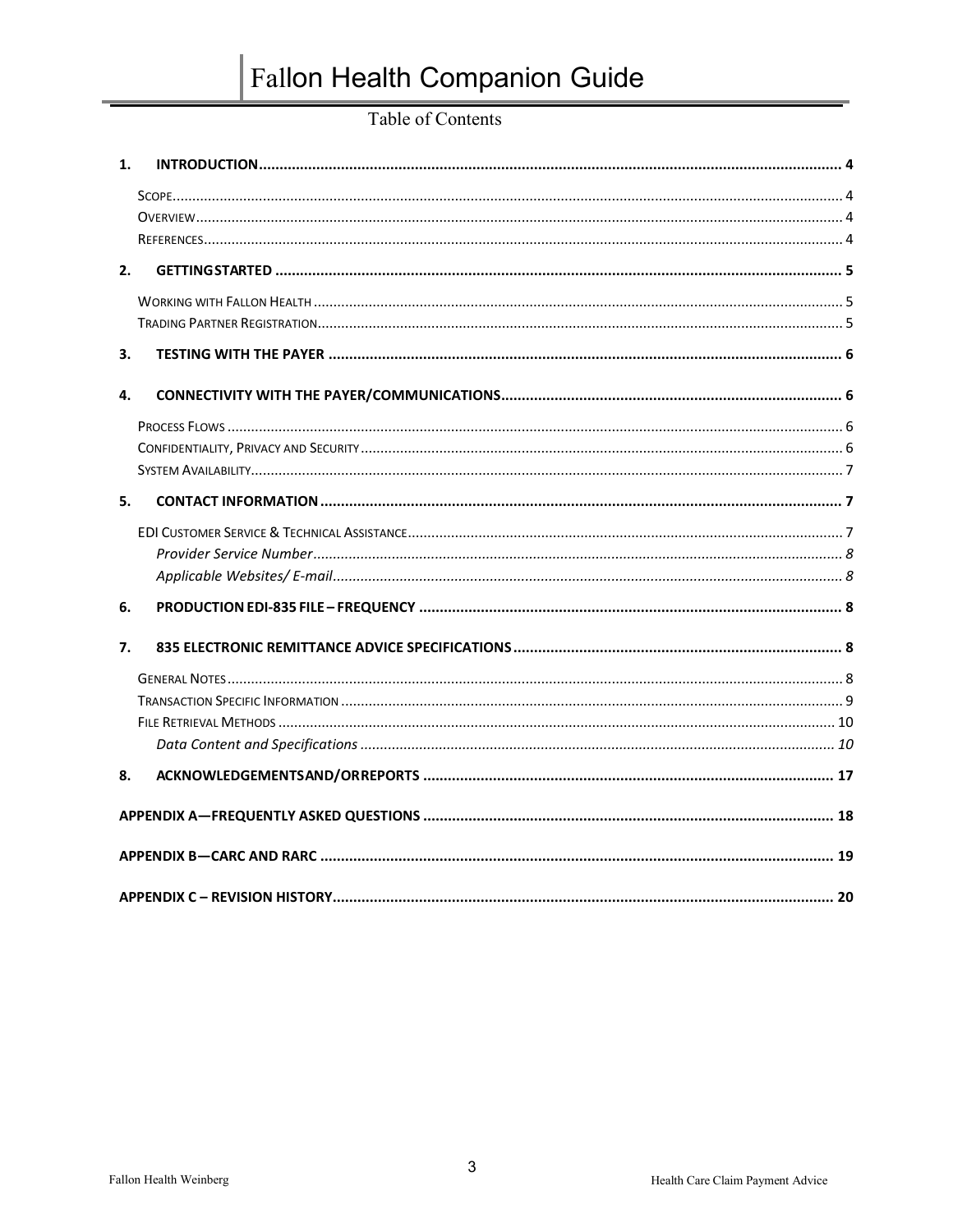# Fallon Health Companion Guide

## Table of Contents

1. **INTRODUCTION** ..... 4
   - Scope ..... 4
   - Overview ..... 4
   - References ..... 4
2. **GETTINGSTARTED** ..... 5
   - Working with Fallon Health ..... 5
   - Trading Partner Registration ..... 5
3. **TESTING WITH THE PAYER** ..... 6
4. **CONNECTIVITY WITH THE PAYER/COMMUNICATIONS** ..... 6
   - Process Flows ..... 6
   - Confidentiality, Privacy and Security ..... 6
   - System Availability ..... 7
5. **CONTACT INFORMATION** ..... 7
   - EDI Customer Service & Technical Assistance ..... 7
     - *Provider Service Number* ..... 8
     - *Applicable Websites/ E-mail* ..... 8
6. **PRODUCTION EDI-835 FILE – FREQUENCY** ..... 8
7. **835 ELECTRONIC REMITTANCE ADVICE SPECIFICATIONS** ..... 8
   - General Notes ..... 8
   - Transaction Specific Information ..... 9
   - File Retrieval Methods ..... 10
     - *Data Content and Specifications* ..... 10
8. **ACKNOWLEDGEMENTSAND/ORREPORTS** ..... 17

**APPENDIX A—FREQUENTLY ASKED QUESTIONS** ..... 18

**APPENDIX B—CARC AND RARC** ..... 19

**APPENDIX C – REVISION HISTORY** ..... 20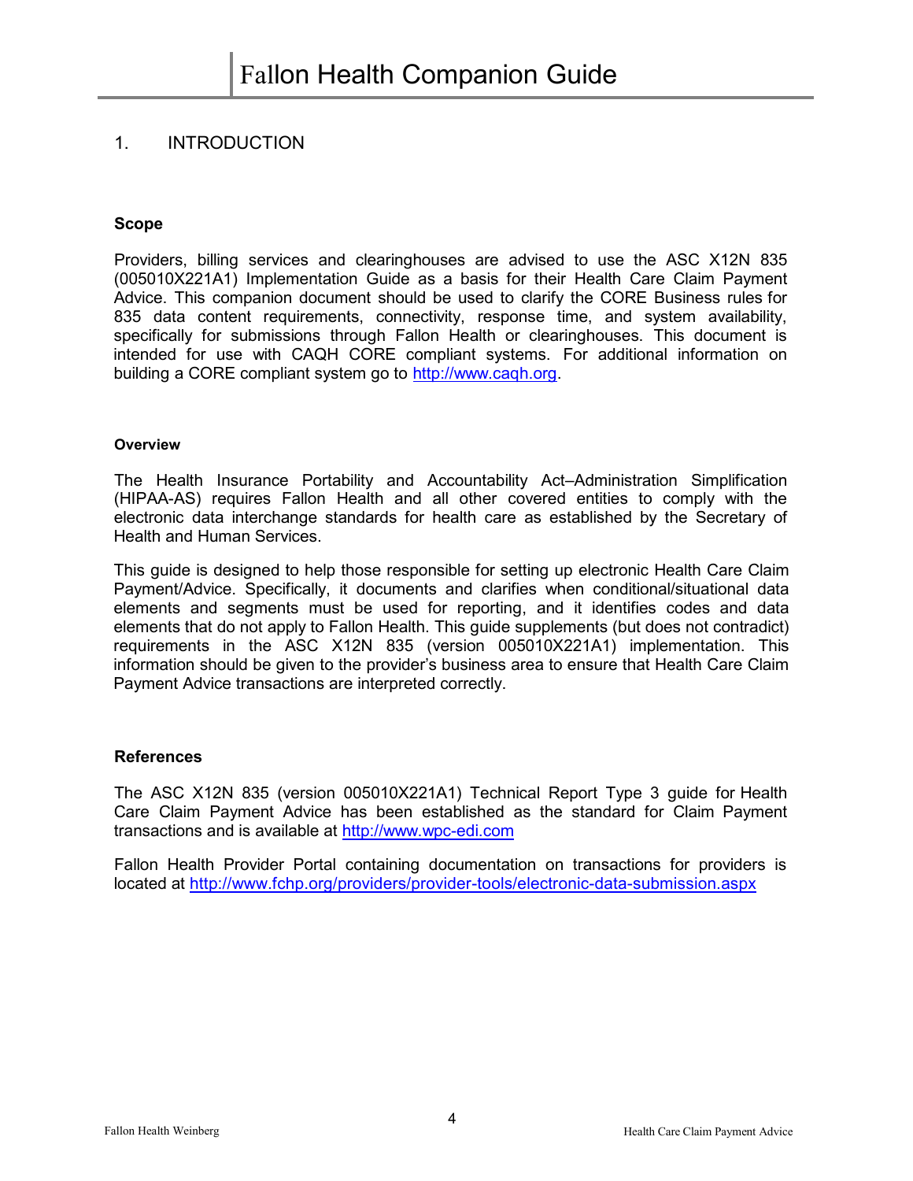## 1. INTRODUCTION

### Scope

Providers, billing services and clearinghouses are advised to use the ASC X12N 835 (005010X221A1) Implementation Guide as a basis for their Health Care Claim Payment Advice. This companion document should be used to clarify the CORE Business rules for 835 data content requirements, connectivity, response time, and system availability, specifically for submissions through Fallon Health or clearinghouses. This document is intended for use with CAQH CORE compliant systems. For additional information on building a CORE compliant system go to [http://www.caqh.org](http://www.caqh.org).

#### Overview

The Health Insurance Portability and Accountability Act–Administration Simplification (HIPAA-AS) requires Fallon Health and all other covered entities to comply with the electronic data interchange standards for health care as established by the Secretary of Health and Human Services.

This guide is designed to help those responsible for setting up electronic Health Care Claim Payment/Advice. Specifically, it documents and clarifies when conditional/situational data elements and segments must be used for reporting, and it identifies codes and data elements that do not apply to Fallon Health. This guide supplements (but does not contradict) requirements in the ASC X12N 835 (version 005010X221A1) implementation. This information should be given to the provider's business area to ensure that Health Care Claim Payment Advice transactions are interpreted correctly.

### References

The ASC X12N 835 (version 005010X221A1) Technical Report Type 3 guide for Health Care Claim Payment Advice has been established as the standard for Claim Payment transactions and is available at [http://www.wpc-edi.com](http://www.wpc-edi.com)

Fallon Health Provider Portal containing documentation on transactions for providers is located at [http://www.fchp.org/providers/provider-tools/electronic-data-submission.aspx](http://www.fchp.org/providers/provider-tools/electronic-data-submission.aspx)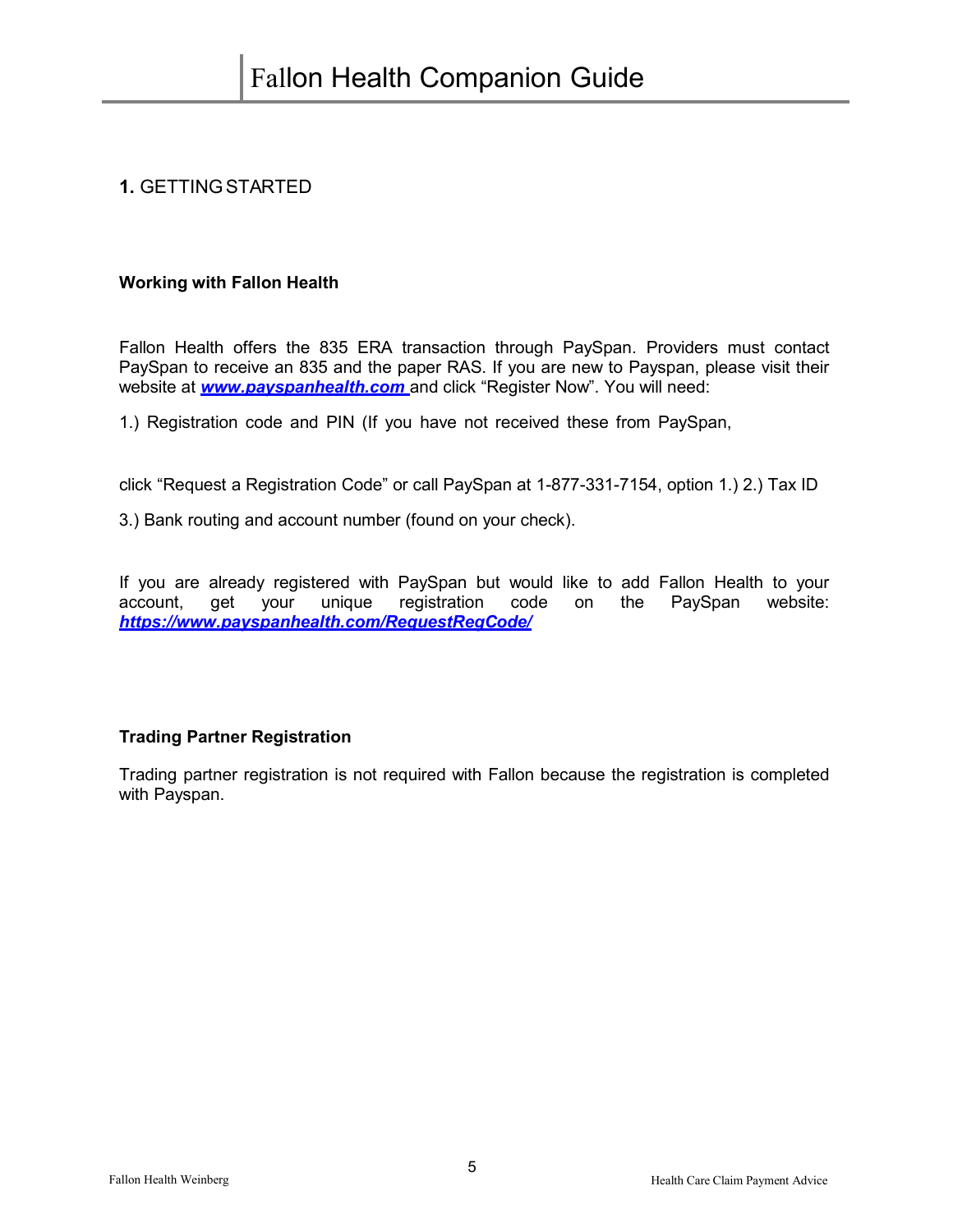## 1. GETTING STARTED

**Working with Fallon Health**

Fallon Health offers the 835 ERA transaction through PaySpan. Providers must contact PaySpan to receive an 835 and the paper RAS. If you are new to Payspan, please visit their website at ***www.payspanhealth.com*** and click "Register Now". You will need:

1.) Registration code and PIN (If you have not received these from PaySpan,

click "Request a Registration Code" or call PaySpan at 1-877-331-7154, option 1.) 2.) Tax ID

3.) Bank routing and account number (found on your check).

If you are already registered with PaySpan but would like to add Fallon Health to your account, get your unique registration code on the PaySpan website: ***https://www.payspanhealth.com/RequestRegCode/***

**Trading Partner Registration**

Trading partner registration is not required with Fallon because the registration is completed with Payspan.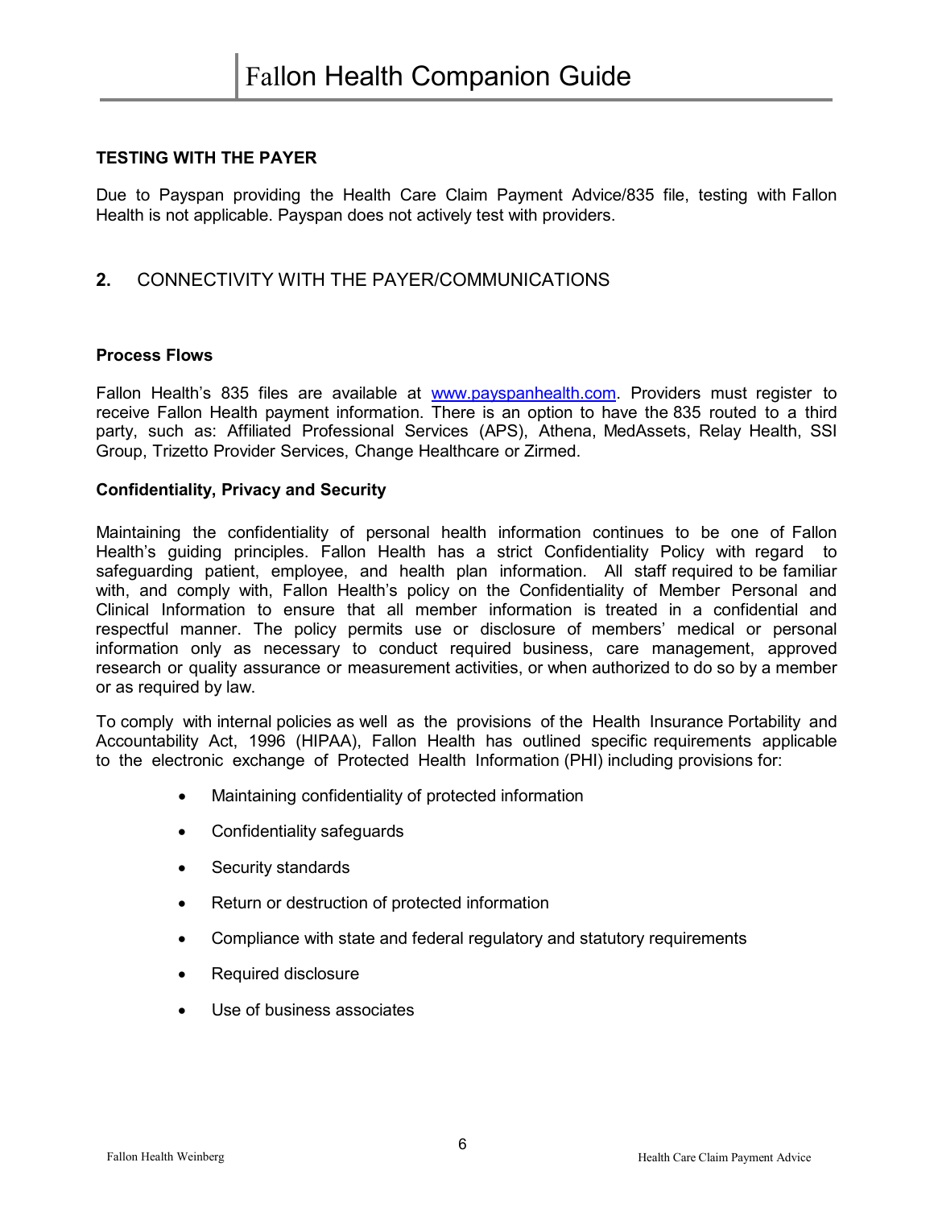**TESTING WITH THE PAYER**

Due to Payspan providing the Health Care Claim Payment Advice/835 file, testing with Fallon Health is not applicable. Payspan does not actively test with providers.

## 2. CONNECTIVITY WITH THE PAYER/COMMUNICATIONS

**Process Flows**

Fallon Health's 835 files are available at [www.payspanhealth.com](www.payspanhealth.com). Providers must register to receive Fallon Health payment information. There is an option to have the 835 routed to a third party, such as: Affiliated Professional Services (APS), Athena, MedAssets, Relay Health, SSI Group, Trizetto Provider Services, Change Healthcare or Zirmed.

**Confidentiality, Privacy and Security**

Maintaining the confidentiality of personal health information continues to be one of Fallon Health's guiding principles. Fallon Health has a strict Confidentiality Policy with regard to safeguarding patient, employee, and health plan information. All staff required to be familiar with, and comply with, Fallon Health's policy on the Confidentiality of Member Personal and Clinical Information to ensure that all member information is treated in a confidential and respectful manner. The policy permits use or disclosure of members' medical or personal information only as necessary to conduct required business, care management, approved research or quality assurance or measurement activities, or when authorized to do so by a member or as required by law.

To comply with internal policies as well as the provisions of the Health Insurance Portability and Accountability Act, 1996 (HIPAA), Fallon Health has outlined specific requirements applicable to the electronic exchange of Protected Health Information (PHI) including provisions for:

- Maintaining confidentiality of protected information
- Confidentiality safeguards
- Security standards
- Return or destruction of protected information
- Compliance with state and federal regulatory and statutory requirements
- Required disclosure
- Use of business associates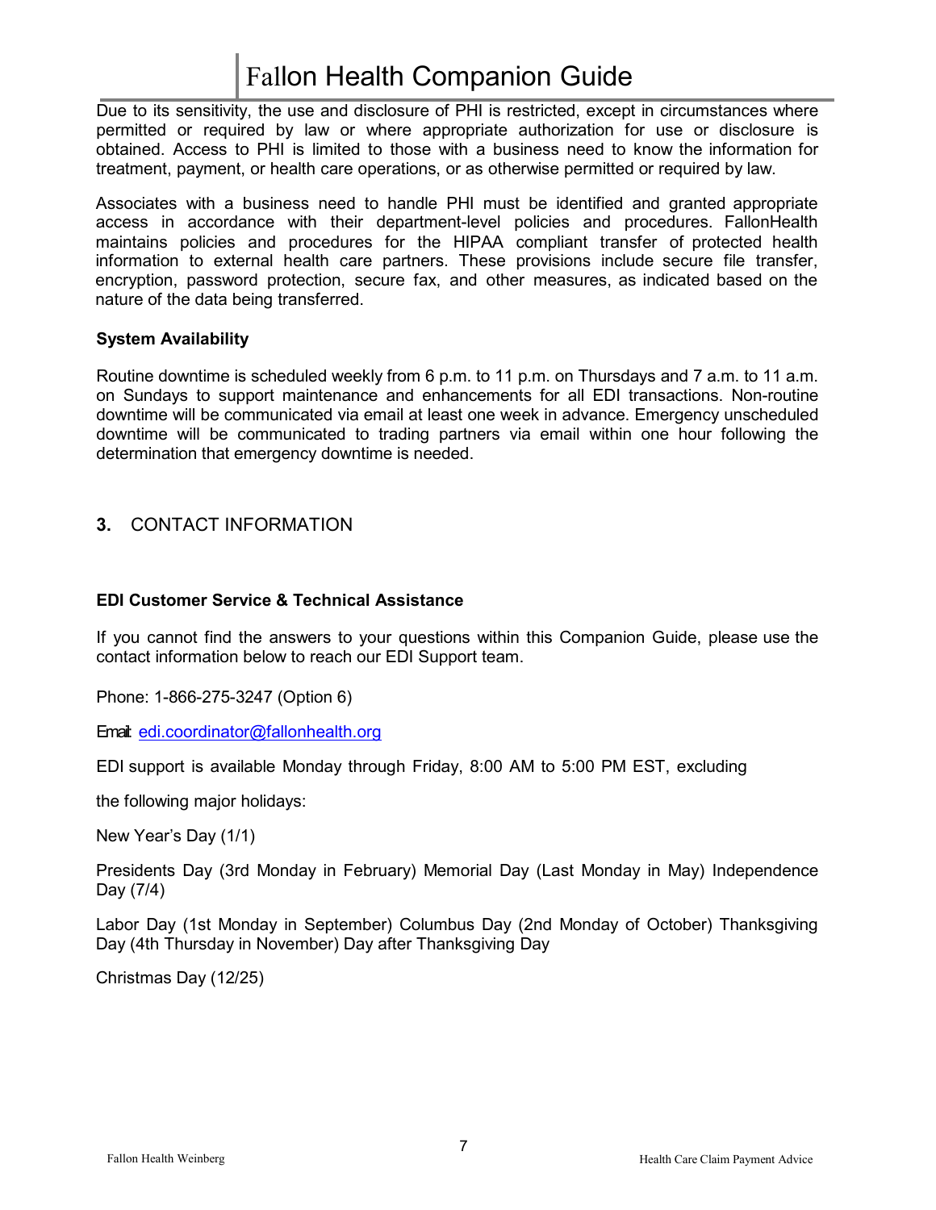Due to its sensitivity, the use and disclosure of PHI is restricted, except in circumstances where permitted or required by law or where appropriate authorization for use or disclosure is obtained. Access to PHI is limited to those with a business need to know the information for treatment, payment, or health care operations, or as otherwise permitted or required by law.

Associates with a business need to handle PHI must be identified and granted appropriate access in accordance with their department-level policies and procedures. FallonHealth maintains policies and procedures for the HIPAA compliant transfer of protected health information to external health care partners. These provisions include secure file transfer, encryption, password protection, secure fax, and other measures, as indicated based on the nature of the data being transferred.

**System Availability**

Routine downtime is scheduled weekly from 6 p.m. to 11 p.m. on Thursdays and 7 a.m. to 11 a.m. on Sundays to support maintenance and enhancements for all EDI transactions. Non-routine downtime will be communicated via email at least one week in advance. Emergency unscheduled downtime will be communicated to trading partners via email within one hour following the determination that emergency downtime is needed.

## **3.** CONTACT INFORMATION

**EDI Customer Service & Technical Assistance**

If you cannot find the answers to your questions within this Companion Guide, please use the contact information below to reach our EDI Support team.

Phone: 1-866-275-3247 (Option 6)

Email: edi.coordinator@fallonhealth.org

EDI support is available Monday through Friday, 8:00 AM to 5:00 PM EST, excluding

the following major holidays:

New Year's Day (1/1)

Presidents Day (3rd Monday in February) Memorial Day (Last Monday in May) Independence Day (7/4)

Labor Day (1st Monday in September) Columbus Day (2nd Monday of October) Thanksgiving Day (4th Thursday in November) Day after Thanksgiving Day

Christmas Day (12/25)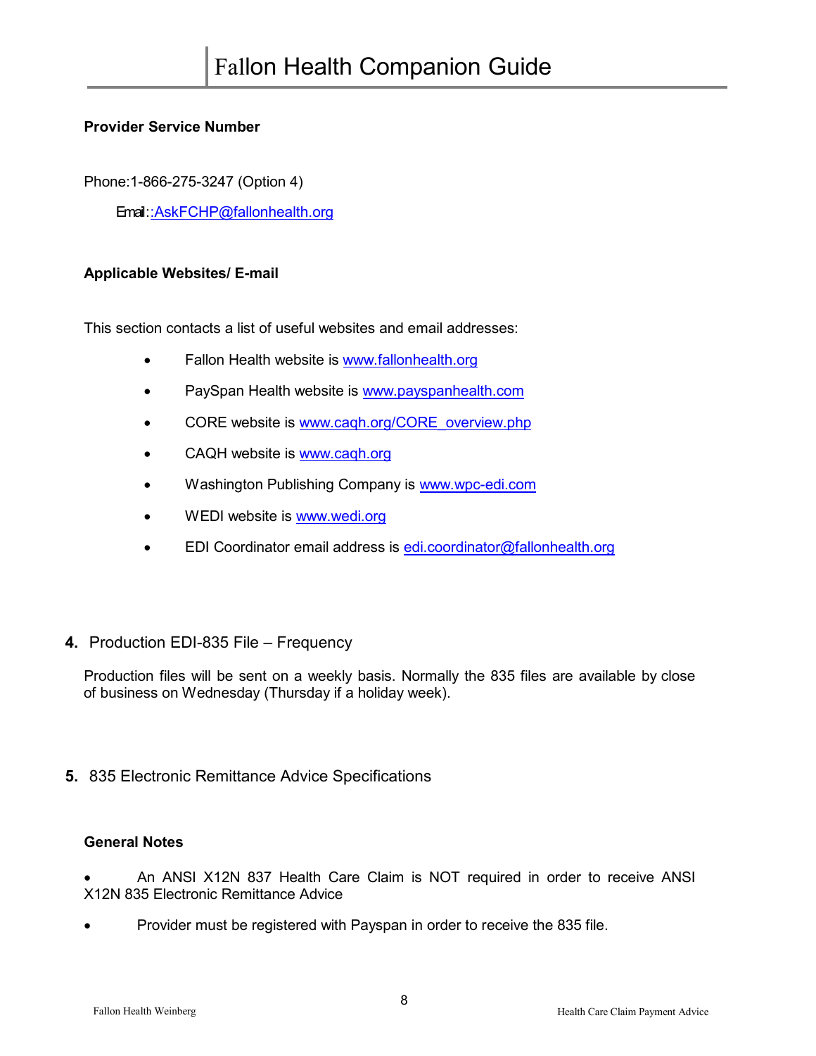**Provider Service Number**

Phone:1-866-275-3247 (Option 4)

Email::AskFCHP@fallonhealth.org

**Applicable Websites/ E-mail**

This section contacts a list of useful websites and email addresses:

- Fallon Health website is www.fallonhealth.org
- PaySpan Health website is www.payspanhealth.com
- CORE website is www.caqh.org/CORE_overview.php
- CAQH website is www.caqh.org
- Washington Publishing Company is www.wpc-edi.com
- WEDI website is www.wedi.org
- EDI Coordinator email address is edi.coordinator@fallonhealth.org

## 4. Production EDI-835 File – Frequency

Production files will be sent on a weekly basis. Normally the 835 files are available by close of business on Wednesday (Thursday if a holiday week).

## 5. 835 Electronic Remittance Advice Specifications

**General Notes**

- An ANSI X12N 837 Health Care Claim is NOT required in order to receive ANSI X12N 835 Electronic Remittance Advice
- Provider must be registered with Payspan in order to receive the 835 file.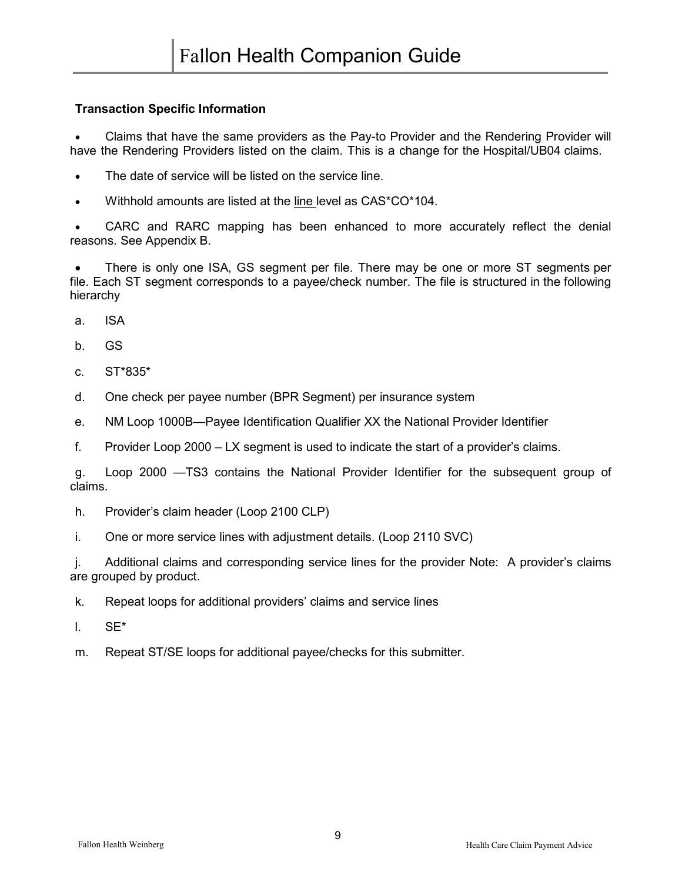**Transaction Specific Information**

- Claims that have the same providers as the Pay-to Provider and the Rendering Provider will have the Rendering Providers listed on the claim. This is a change for the Hospital/UB04 claims.
- The date of service will be listed on the service line.
- Withhold amounts are listed at the line level as CAS*CO*104.
- CARC and RARC mapping has been enhanced to more accurately reflect the denial reasons. See Appendix B.
- There is only one ISA, GS segment per file. There may be one or more ST segments per file. Each ST segment corresponds to a payee/check number. The file is structured in the following hierarchy

a. ISA

b. GS

c. ST*835*

d. One check per payee number (BPR Segment) per insurance system

e. NM Loop 1000B—Payee Identification Qualifier XX the National Provider Identifier

f. Provider Loop 2000 – LX segment is used to indicate the start of a provider's claims.

g. Loop 2000 —TS3 contains the National Provider Identifier for the subsequent group of claims.

h. Provider's claim header (Loop 2100 CLP)

i. One or more service lines with adjustment details. (Loop 2110 SVC)

j. Additional claims and corresponding service lines for the provider Note: A provider's claims are grouped by product.

k. Repeat loops for additional providers' claims and service lines

l. SE*

m. Repeat ST/SE loops for additional payee/checks for this submitter.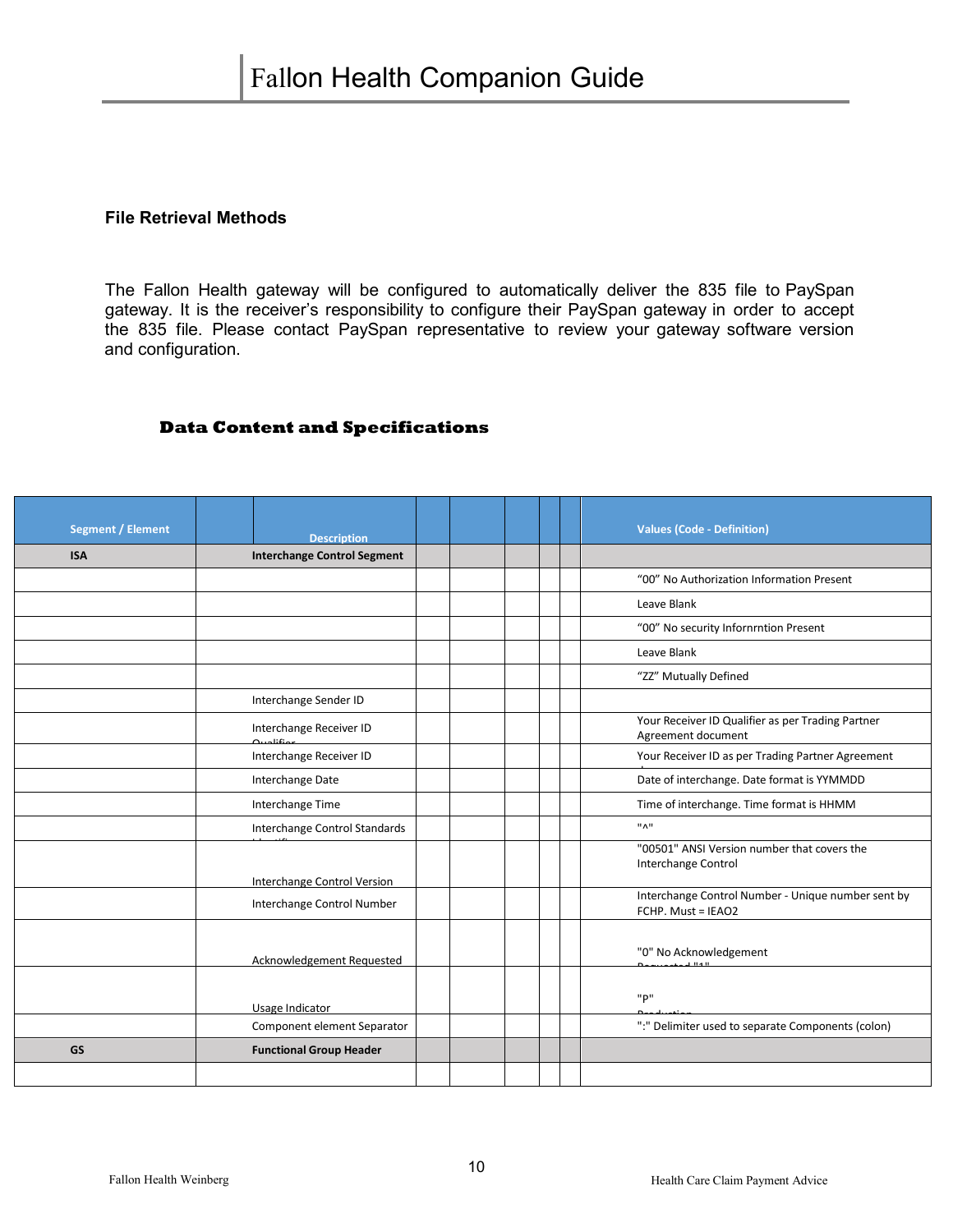### File Retrieval Methods

The Fallon Health gateway will be configured to automatically deliver the 835 file to PaySpan gateway. It is the receiver's responsibility to configure their PaySpan gateway in order to accept the 835 file. Please contact PaySpan representative to review your gateway software version and configuration.

## Data Content and Specifications

| Segment / Element | | Description | | | | | | Values (Code - Definition) |
|---|---|---|---|---|---|---|---|---|
| **ISA** | | **Interchange Control Segment** | | | | | | |
| | | | | | | | | "00" No Authorization Information Present |
| | | | | | | | | Leave Blank |
| | | | | | | | | "00" No security Infornrntion Present |
| | | | | | | | | Leave Blank |
| | | | | | | | | "ZZ" Mutually Defined |
| | | Interchange Sender ID | | | | | | |
| | | Interchange Receiver ID Qualifier | | | | | | Your Receiver ID Qualifier as per Trading Partner Agreement document |
| | | Interchange Receiver ID | | | | | | Your Receiver ID as per Trading Partner Agreement |
| | | Interchange Date | | | | | | Date of interchange. Date format is YYMMDD |
| | | Interchange Time | | | | | | Time of interchange. Time format is HHMM |
| | | Interchange Control Standards Identifier | | | | | | "^" |
| | | Interchange Control Version | | | | | | "00501" ANSI Version number that covers the Interchange Control |
| | | Interchange Control Number | | | | | | Interchange Control Number - Unique number sent by FCHP. Must = IEAO2 |
| | | Acknowledgement Requested | | | | | | "0" No Acknowledgement Requested "1" |
| | | Usage Indicator | | | | | | "P" Production |
| | | Component element Separator | | | | | | ":" Delimiter used to separate Components (colon) |
| **GS** | | **Functional Group Header** | | | | | | |
| | | | | | | | | |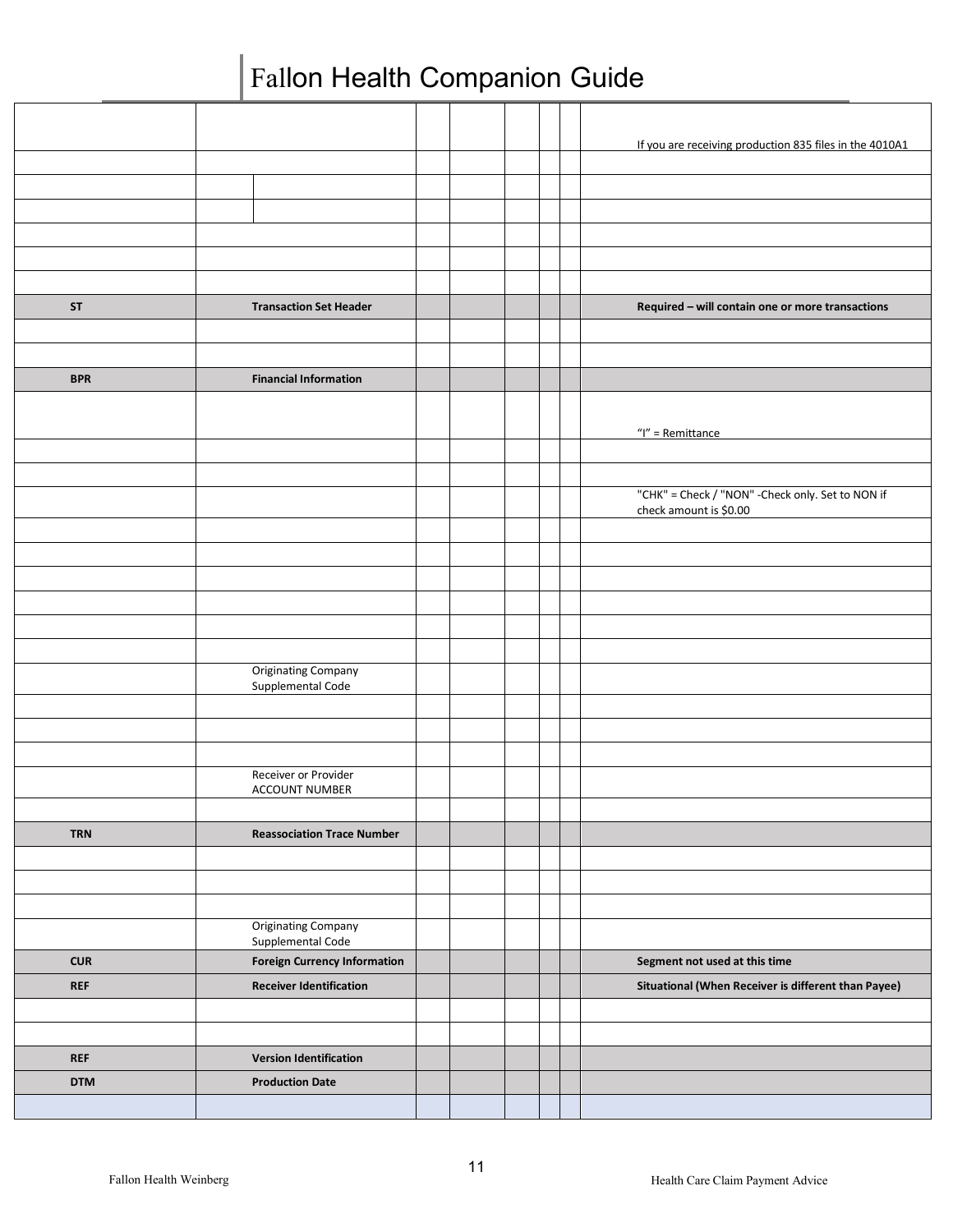# Fallon Health Companion Guide

| | | | | | | | |
|---|---|---|---|---|---|---|---|
| | | | | | | | If you are receiving production 835 files in the 4010A1 |
| | | | | | | | |
| | | | | | | | |
| | | | | | | | |
| | | | | | | | |
| | | | | | | | |
| | | | | | | | |
| **ST** | **Transaction Set Header** | | | | | | **Required – will contain one or more transactions** |
| | | | | | | | |
| | | | | | | | |
| **BPR** | **Financial Information** | | | | | | |
| | | | | | | | "I" = Remittance |
| | | | | | | | |
| | | | | | | | |
| | | | | | | | "CHK" = Check / "NON" -Check only. Set to NON if check amount is $0.00 |
| | | | | | | | |
| | | | | | | | |
| | | | | | | | |
| | | | | | | | |
| | | | | | | | |
| | | | | | | | |
| | Originating Company Supplemental Code | | | | | | |
| | | | | | | | |
| | | | | | | | |
| | | | | | | | |
| | Receiver or Provider ACCOUNT NUMBER | | | | | | |
| | | | | | | | |
| **TRN** | **Reassociation Trace Number** | | | | | | |
| | | | | | | | |
| | | | | | | | |
| | | | | | | | |
| | Originating Company Supplemental Code | | | | | | |
| **CUR** | **Foreign Currency Information** | | | | | | **Segment not used at this time** |
| **REF** | **Receiver Identification** | | | | | | **Situational (When Receiver is different than Payee)** |
| | | | | | | | |
| | | | | | | | |
| **REF** | **Version Identification** | | | | | | |
| **DTM** | **Production Date** | | | | | | |
| | | | | | | | |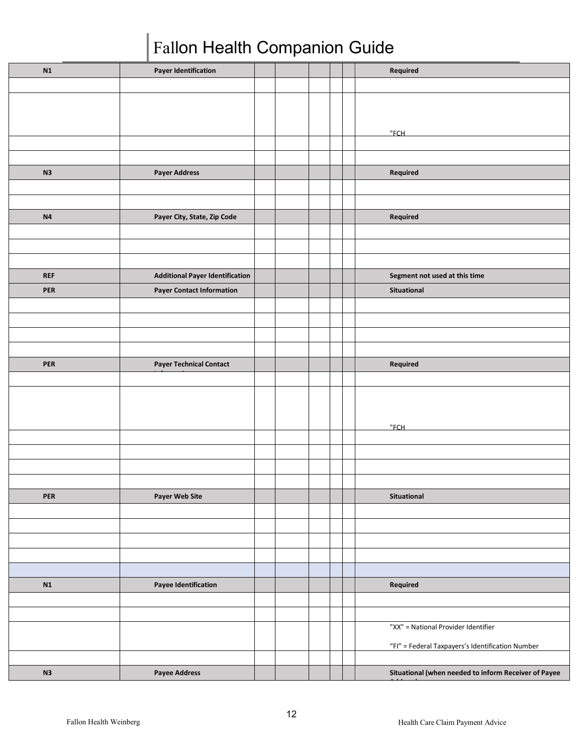# Fallon Health Companion Guide

| | | | | | | | |
|---|---|---|---|---|---|---|---|
| **N1** | **Payer Identification** | | | | | | **Required** |
| | | | | | | | |
| | | | | | | | "FCH |
| | | | | | | | |
| | | | | | | | |
| **N3** | **Payer Address** | | | | | | **Required** |
| | | | | | | | |
| | | | | | | | |
| **N4** | **Payer City, State, Zip Code** | | | | | | **Required** |
| | | | | | | | |
| | | | | | | | |
| | | | | | | | |
| **REF** | **Additional Payer Identification** | | | | | | **Segment not used at this time** |
| **PER** | **Payer Contact Information** | | | | | | **Situational** |
| | | | | | | | |
| | | | | | | | |
| | | | | | | | |
| | | | | | | | |
| **PER** | **Payer Technical Contact** | | | | | | **Required** |
| | | | | | | | |
| | | | | | | | "FCH |
| | | | | | | | |
| | | | | | | | |
| | | | | | | | |
| | | | | | | | |
| **PER** | **Payer Web Site** | | | | | | **Situational** |
| | | | | | | | |
| | | | | | | | |
| | | | | | | | |
| | | | | | | | |
| | | | | | | | |
| **N1** | **Payee Identification** | | | | | | **Required** |
| | | | | | | | |
| | | | | | | | |
| | | | | | | | "XX" = National Provider Identifier<br><br>"FI" = Federal Taxpayers's Identification Number |
| | | | | | | | |
| **N3** | **Payee Address** | | | | | | **Situational (when needed to inform Receiver of Payee** |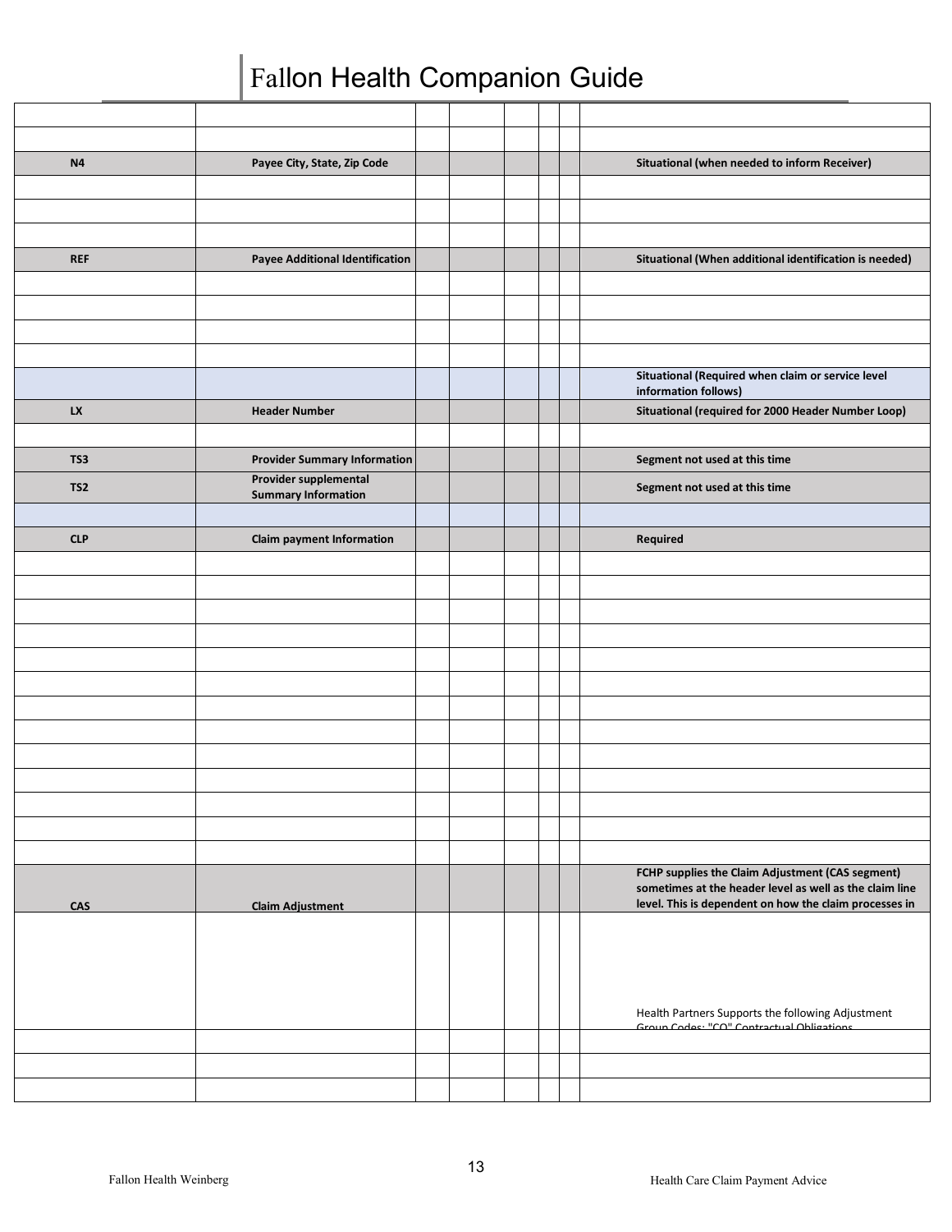| | | | | | | | |
|---|---|---|---|---|---|---|---|
| | | | | | | | |
| | | | | | | | |
| **N4** | **Payee City, State, Zip Code** | | | | | | **Situational (when needed to inform Receiver)** |
| | | | | | | | |
| | | | | | | | |
| | | | | | | | |
| **REF** | **Payee Additional Identification** | | | | | | **Situational (When additional identification is needed)** |
| | | | | | | | |
| | | | | | | | |
| | | | | | | | |
| | | | | | | | |
| | | | | | | | **Situational (Required when claim or service level information follows)** |
| **LX** | **Header Number** | | | | | | **Situational (required for 2000 Header Number Loop)** |
| | | | | | | | |
| **TS3** | **Provider Summary Information** | | | | | | **Segment not used at this time** |
| **TS2** | **Provider supplemental Summary Information** | | | | | | **Segment not used at this time** |
| | | | | | | | |
| **CLP** | **Claim payment Information** | | | | | | **Required** |
| | | | | | | | |
| | | | | | | | |
| | | | | | | | |
| | | | | | | | |
| | | | | | | | |
| | | | | | | | |
| | | | | | | | |
| | | | | | | | |
| | | | | | | | |
| | | | | | | | |
| | | | | | | | |
| | | | | | | | |
| | | | | | | | |
| **CAS** | **Claim Adjustment** | | | | | | **FCHP supplies the Claim Adjustment (CAS segment) sometimes at the header level as well as the claim line level. This is dependent on how the claim processes in** |
| | | | | | | | Health Partners Supports the following Adjustment Group Codes: "CO" Contractual Obligations |
| | | | | | | | |
| | | | | | | | |
| | | | | | | | |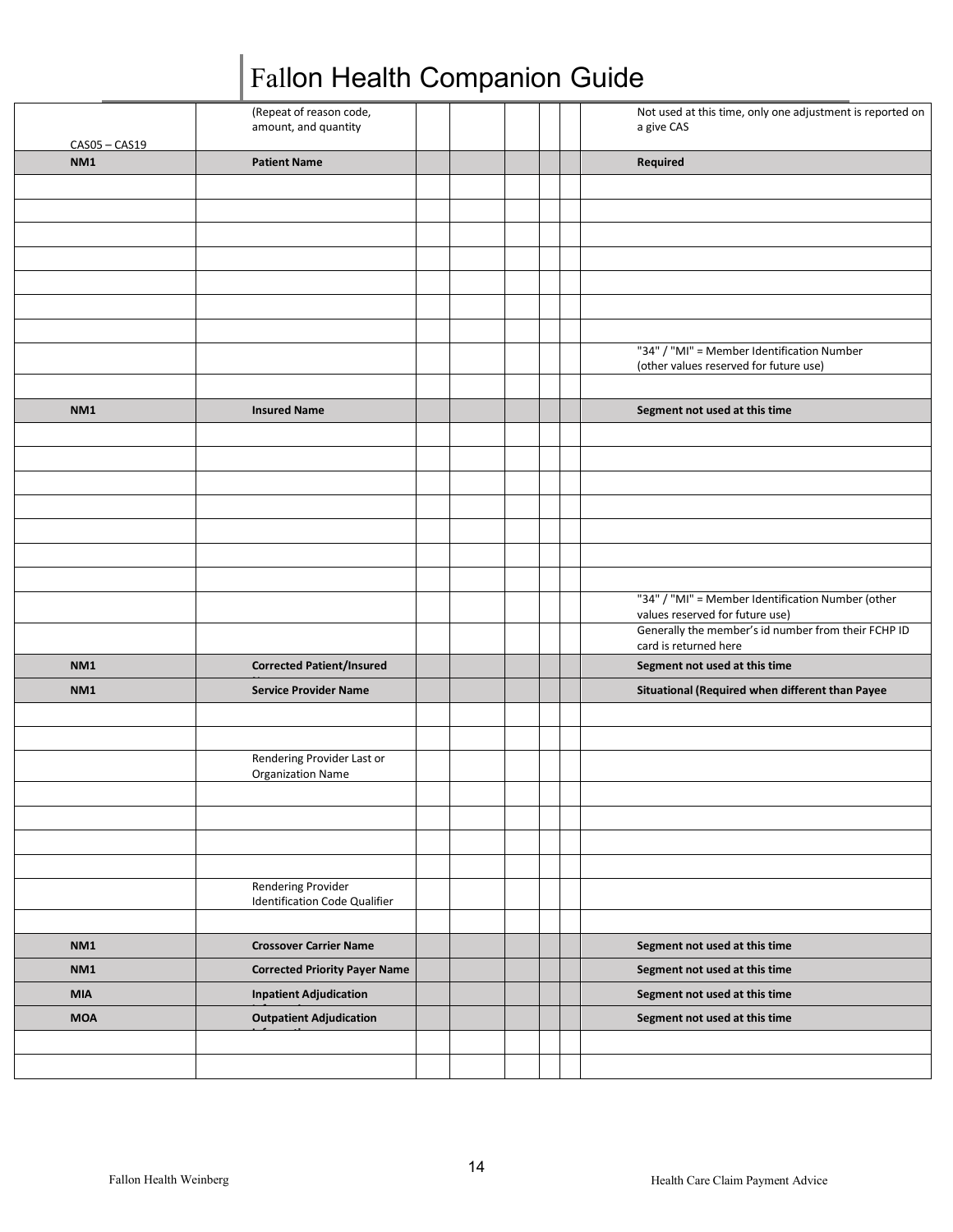| | | | | | | | |
|---|---|---|---|---|---|---|---|
| CAS05 – CAS19 | (Repeat of reason code, amount, and quantity | | | | | | Not used at this time, only one adjustment is reported on a give CAS |
| **NM1** | **Patient Name** | | | | | | **Required** |
| | | | | | | | |
| | | | | | | | |
| | | | | | | | |
| | | | | | | | |
| | | | | | | | |
| | | | | | | | |
| | | | | | | | |
| | | | | | | | "34" / "MI" = Member Identification Number (other values reserved for future use) |
| | | | | | | | |
| **NM1** | **Insured Name** | | | | | | **Segment not used at this time** |
| | | | | | | | |
| | | | | | | | |
| | | | | | | | |
| | | | | | | | |
| | | | | | | | |
| | | | | | | | |
| | | | | | | | |
| | | | | | | | "34" / "MI" = Member Identification Number (other values reserved for future use) |
| | | | | | | | Generally the member's id number from their FCHP ID card is returned here |
| **NM1** | **Corrected Patient/Insured** | | | | | | **Segment not used at this time** |
| **NM1** | **Service Provider Name** | | | | | | **Situational (Required when different than Payee** |
| | | | | | | | |
| | | | | | | | |
| | Rendering Provider Last or Organization Name | | | | | | |
| | | | | | | | |
| | | | | | | | |
| | | | | | | | |
| | | | | | | | |
| | Rendering Provider Identification Code Qualifier | | | | | | |
| | | | | | | | |
| **NM1** | **Crossover Carrier Name** | | | | | | **Segment not used at this time** |
| **NM1** | **Corrected Priority Payer Name** | | | | | | **Segment not used at this time** |
| **MIA** | **Inpatient Adjudication** | | | | | | **Segment not used at this time** |
| **MOA** | **Outpatient Adjudication** | | | | | | **Segment not used at this time** |
| | | | | | | | |
| | | | | | | | |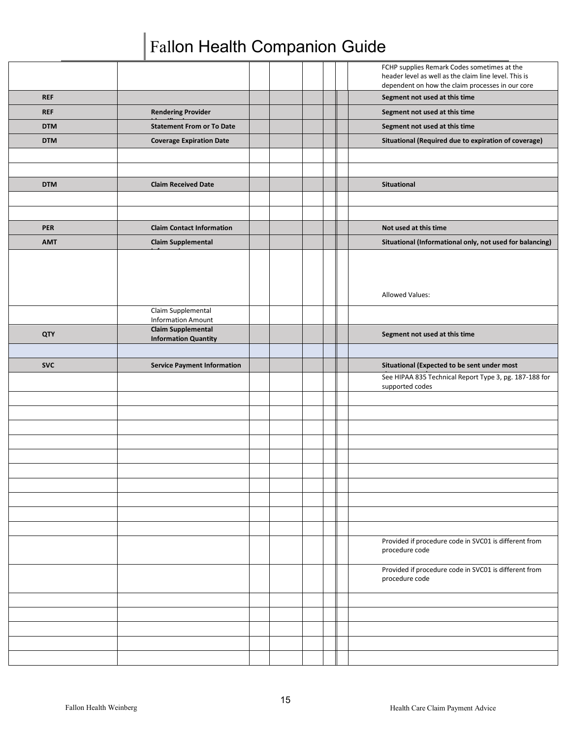| | | | | | | | |
|---|---|---|---|---|---|---|---|
| | | | | | | | FCHP supplies Remark Codes sometimes at the header level as well as the claim line level. This is dependent on how the claim processes in our core |
| **REF** | | | | | | | **Segment not used at this time** |
| **REF** | **Rendering Provider** | | | | | | **Segment not used at this time** |
| **DTM** | **Statement From or To Date** | | | | | | **Segment not used at this time** |
| **DTM** | **Coverage Expiration Date** | | | | | | **Situational (Required due to expiration of coverage)** |
| | | | | | | | |
| | | | | | | | |
| **DTM** | **Claim Received Date** | | | | | | **Situational** |
| | | | | | | | |
| | | | | | | | |
| **PER** | **Claim Contact Information** | | | | | | **Not used at this time** |
| **AMT** | **Claim Supplemental** | | | | | | **Situational (Informational only, not used for balancing)** |
| | | | | | | | Allowed Values: |
| | Claim Supplemental Information Amount | | | | | | |
| **QTY** | **Claim Supplemental Information Quantity** | | | | | | **Segment not used at this time** |
| | | | | | | | |
| **SVC** | **Service Payment Information** | | | | | | **Situational (Expected to be sent under most** |
| | | | | | | | See HIPAA 835 Technical Report Type 3, pg. 187-188 for supported codes |
| | | | | | | | |
| | | | | | | | |
| | | | | | | | |
| | | | | | | | |
| | | | | | | | |
| | | | | | | | |
| | | | | | | | |
| | | | | | | | |
| | | | | | | | |
| | | | | | | | |
| | | | | | | | Provided if procedure code in SVC01 is different from procedure code |
| | | | | | | | Provided if procedure code in SVC01 is different from procedure code |
| | | | | | | | |
| | | | | | | | |
| | | | | | | | |
| | | | | | | | |
| | | | | | | | |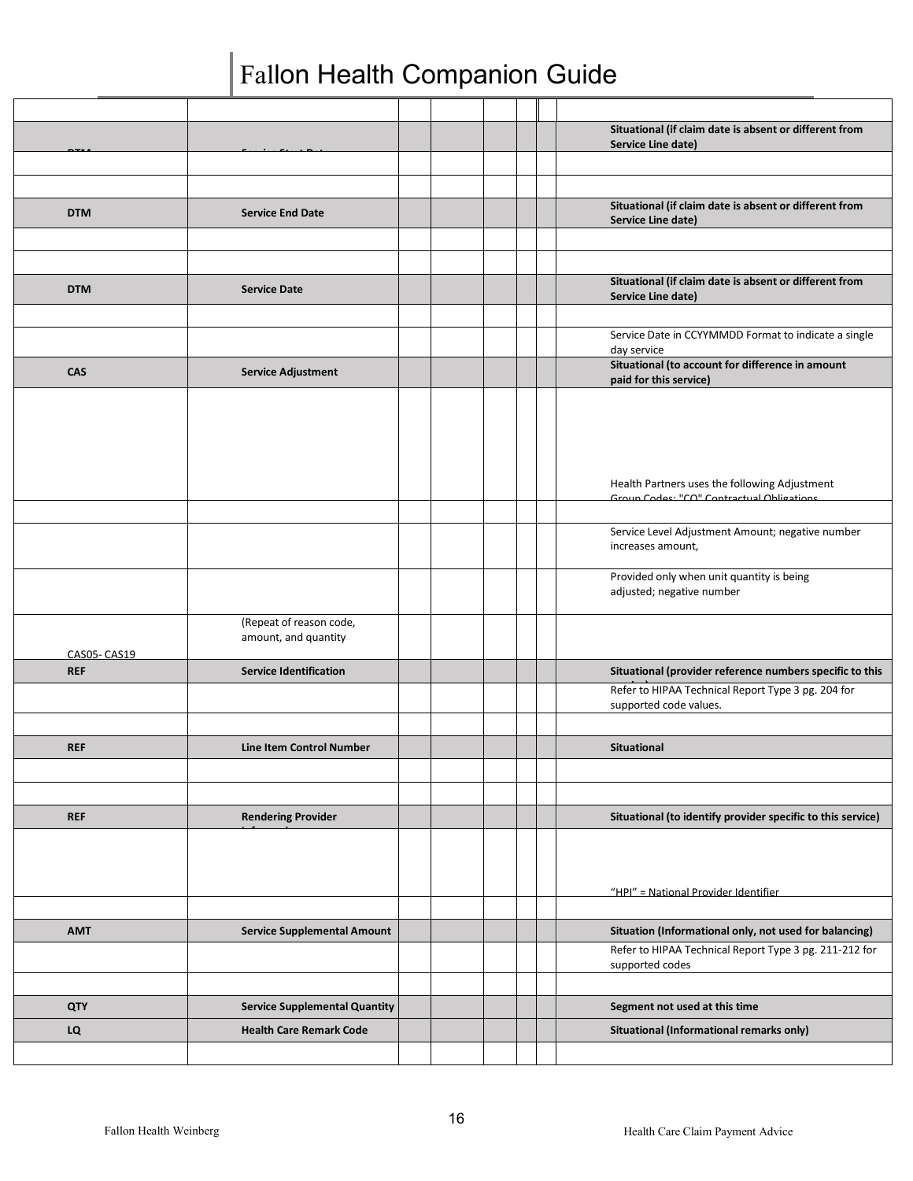# Fallon Health Companion Guide

| | | | | | | | |
|---|---|---|---|---|---|---|---|
| | | | | | | | |
| DTM | Service Start Date | | | | | | Situational (if claim date is absent or different from Service Line date) |
| | | | | | | | |
| | | | | | | | |
| DTM | Service End Date | | | | | | Situational (if claim date is absent or different from Service Line date) |
| | | | | | | | |
| | | | | | | | |
| DTM | Service Date | | | | | | Situational (if claim date is absent or different from Service Line date) |
| | | | | | | | |
| | | | | | | | Service Date in CCYYMMDD Format to indicate a single day service |
| CAS | Service Adjustment | | | | | | Situational (to account for difference in amount paid for this service) |
| | | | | | | | Health Partners uses the following Adjustment Group Codes: "CO" Contractual Obligations |
| | | | | | | | |
| | | | | | | | Service Level Adjustment Amount; negative number increases amount, |
| | | | | | | | Provided only when unit quantity is being adjusted; negative number |
| CAS05- CAS19 | (Repeat of reason code, amount, and quantity | | | | | | |
| REF | Service Identification | | | | | | Situational (provider reference numbers specific to this service) |
| | | | | | | | Refer to HIPAA Technical Report Type 3 pg. 204 for supported code values. |
| | | | | | | | |
| REF | Line Item Control Number | | | | | | Situational |
| | | | | | | | |
| | | | | | | | |
| REF | Rendering Provider Information | | | | | | Situational (to identify provider specific to this service) |
| | | | | | | | "HPI" = National Provider Identifier |
| | | | | | | | |
| AMT | Service Supplemental Amount | | | | | | Situation (Informational only, not used for balancing) |
| | | | | | | | Refer to HIPAA Technical Report Type 3 pg. 211-212 for supported codes |
| | | | | | | | |
| QTY | Service Supplemental Quantity | | | | | | Segment not used at this time |
| LQ | Health Care Remark Code | | | | | | Situational (Informational remarks only) |
| | | | | | | | |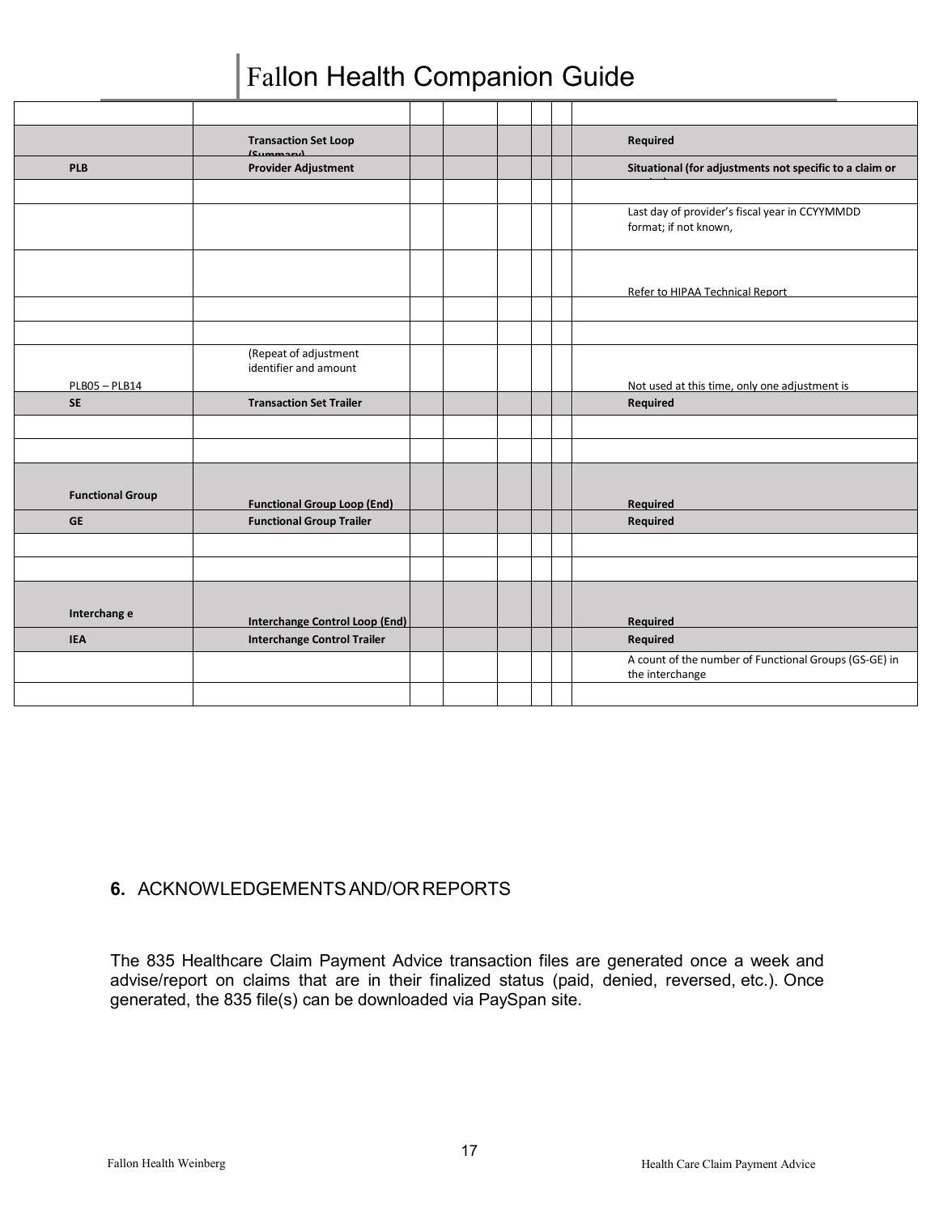|  |  |  |  |  |  |  |  |
|---|---|---|---|---|---|---|---|
|  | **Transaction Set Loop (Summary)** |  |  |  |  |  | **Required** |
| **PLB** | **Provider Adjustment** |  |  |  |  |  | **Situational (for adjustments not specific to a claim or service)** |
|  |  |  |  |  |  |  |  |
|  |  |  |  |  |  |  | Last day of provider's fiscal year in CCYYMMDD format; if not known, |
|  |  |  |  |  |  |  | Refer to HIPAA Technical Report |
|  |  |  |  |  |  |  |  |
|  |  |  |  |  |  |  |  |
| PLB05 – PLB14 | (Repeat of adjustment identifier and amount |  |  |  |  |  | Not used at this time, only one adjustment is |
| **SE** | **Transaction Set Trailer** |  |  |  |  |  | **Required** |
|  |  |  |  |  |  |  |  |
|  |  |  |  |  |  |  |  |
| **Functional Group** | **Functional Group Loop (End)** |  |  |  |  |  | **Required** |
| **GE** | **Functional Group Trailer** |  |  |  |  |  | **Required** |
|  |  |  |  |  |  |  |  |
|  |  |  |  |  |  |  |  |
| **Interchang e** | **Interchange Control Loop (End)** |  |  |  |  |  | **Required** |
| **IEA** | **Interchange Control Trailer** |  |  |  |  |  | **Required** |
|  |  |  |  |  |  |  | A count of the number of Functional Groups (GS-GE) in the interchange |
|  |  |  |  |  |  |  |  |

## 6. ACKNOWLEDGEMENTS AND/OR REPORTS

The 835 Healthcare Claim Payment Advice transaction files are generated once a week and advise/report on claims that are in their finalized status (paid, denied, reversed, etc.). Once generated, the 835 file(s) can be downloaded via PaySpan site.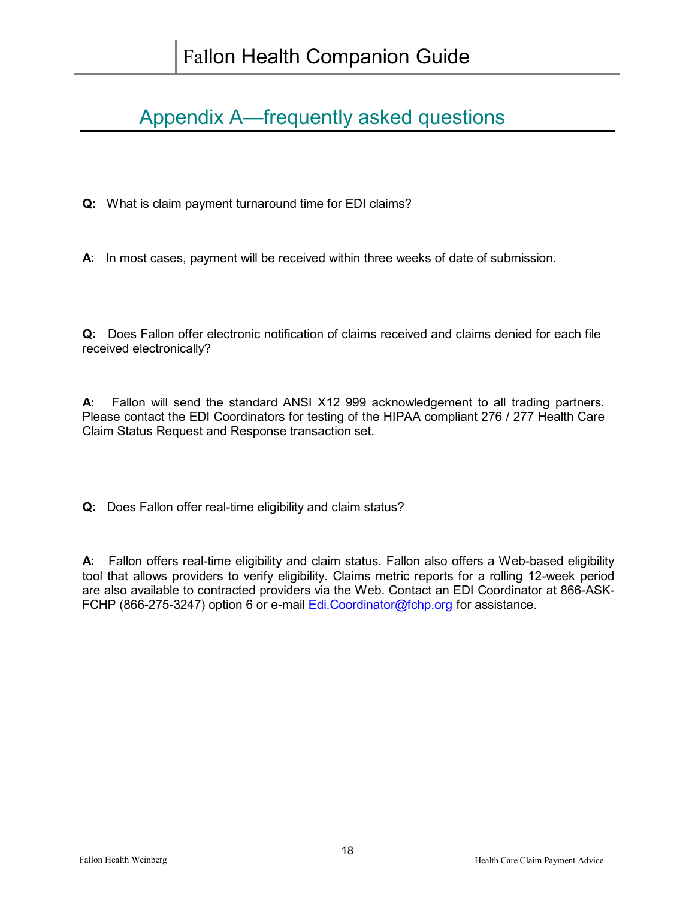# Appendix A—frequently asked questions

**Q:** What is claim payment turnaround time for EDI claims?

**A:** In most cases, payment will be received within three weeks of date of submission.

**Q:** Does Fallon offer electronic notification of claims received and claims denied for each file received electronically?

**A:** Fallon will send the standard ANSI X12 999 acknowledgement to all trading partners. Please contact the EDI Coordinators for testing of the HIPAA compliant 276 / 277 Health Care Claim Status Request and Response transaction set.

**Q:** Does Fallon offer real-time eligibility and claim status?

**A:** Fallon offers real-time eligibility and claim status. Fallon also offers a Web-based eligibility tool that allows providers to verify eligibility. Claims metric reports for a rolling 12-week period are also available to contracted providers via the Web. Contact an EDI Coordinator at 866-ASK-FCHP (866-275-3247) option 6 or e-mail Edi.Coordinator@fchp.org for assistance.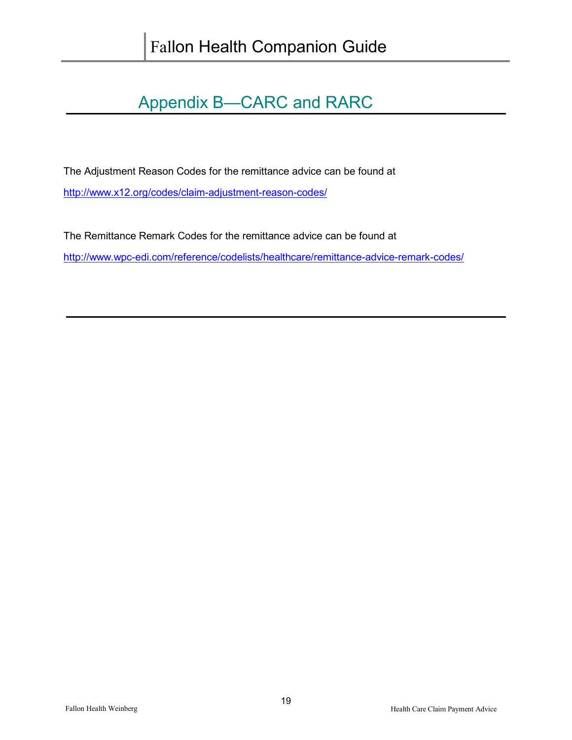# Appendix B—CARC and RARC

The Adjustment Reason Codes for the remittance advice can be found at

http://www.x12.org/codes/claim-adjustment-reason-codes/

The Remittance Remark Codes for the remittance advice can be found at

http://www.wpc-edi.com/reference/codelists/healthcare/remittance-advice-remark-codes/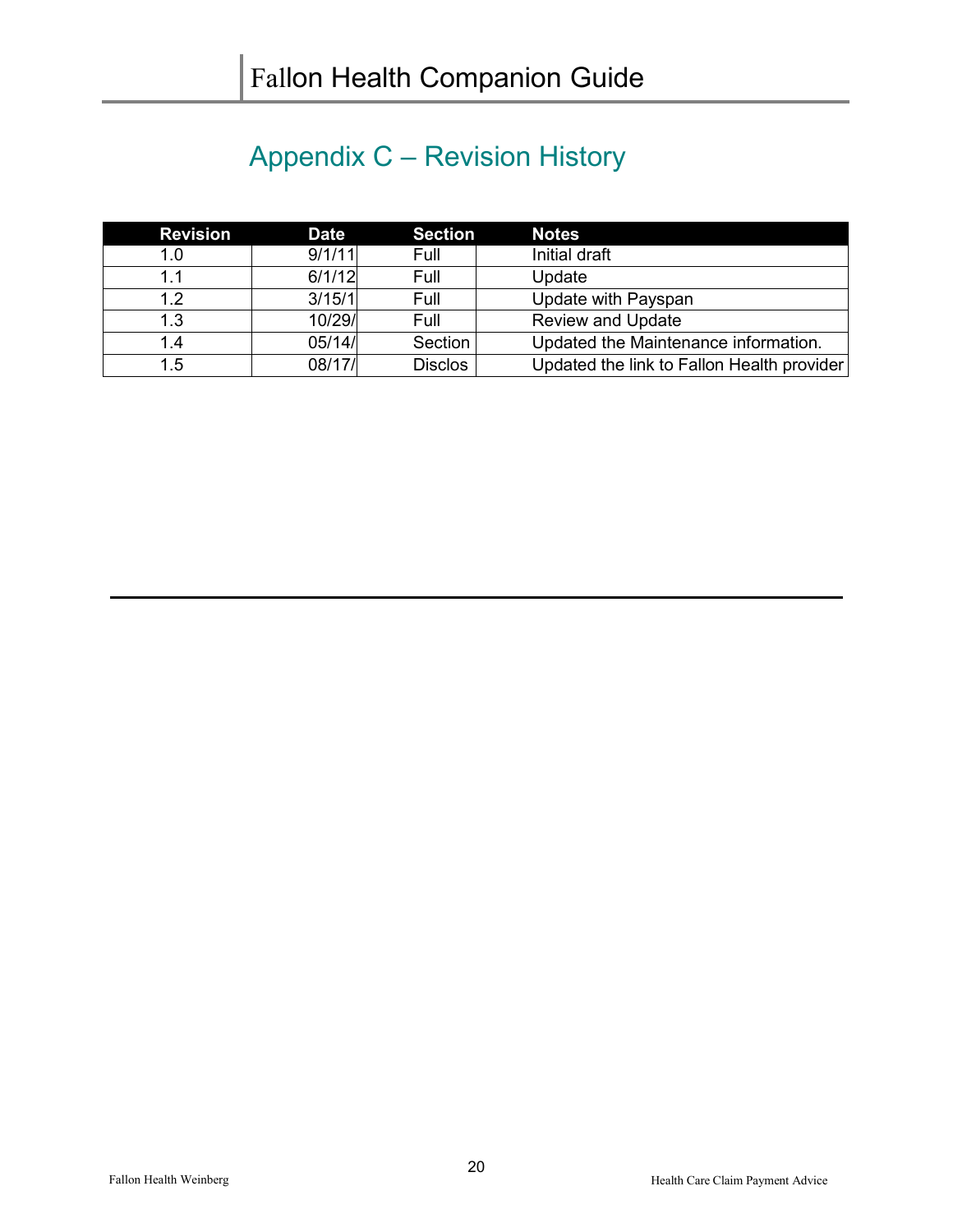# Appendix C – Revision History

| Revision | Date | Section | Notes |
| --- | --- | --- | --- |
| 1.0 | 9/1/11 | Full | Initial draft |
| 1.1 | 6/1/12 | Full | Update |
| 1.2 | 3/15/1 | Full | Update with Payspan |
| 1.3 | 10/29/ | Full | Review and Update |
| 1.4 | 05/14/ | Section | Updated the Maintenance information. |
| 1.5 | 08/17/ | Disclos | Updated the link to Fallon Health provider |